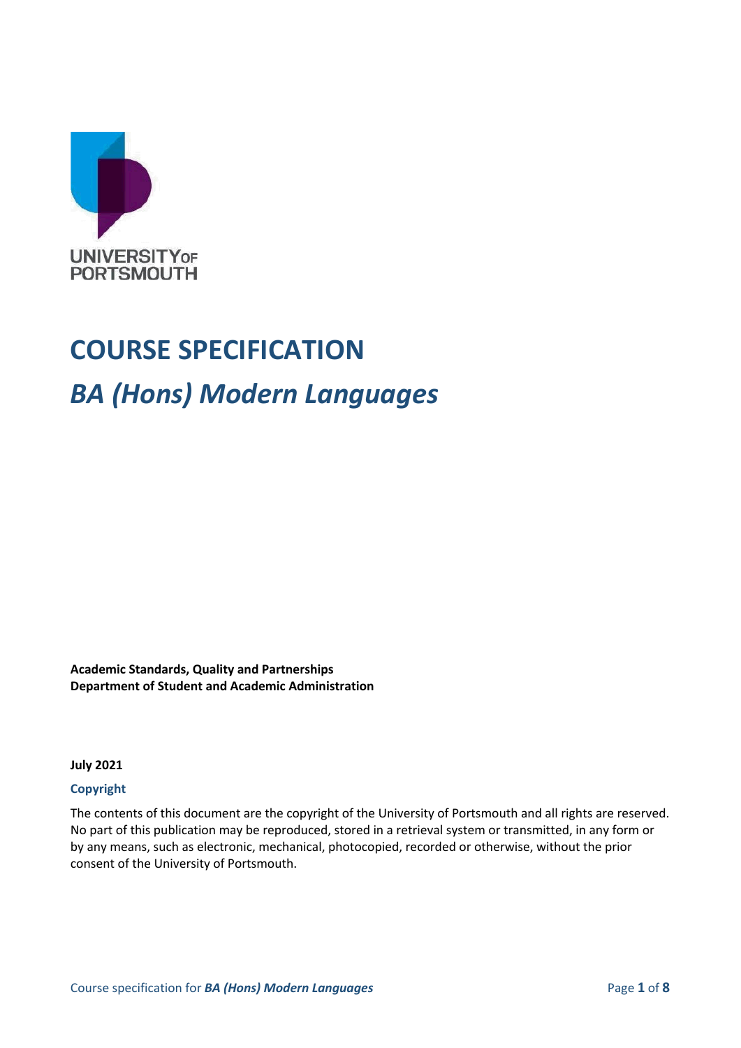UNIVERSITY OF PORTSMOUTH

# COURSE SPECIFICATION

## *BA (Hons) Modern Languages*

**Academic Standards, Quality and Partnerships**
**Department of Student and Academic Administration**

**July 2021**

### Copyright

The contents of this document are the copyright of the University of Portsmouth and all rights are reserved. No part of this publication may be reproduced, stored in a retrieval system or transmitted, in any form or by any means, such as electronic, mechanical, photocopied, recorded or otherwise, without the prior consent of the University of Portsmouth.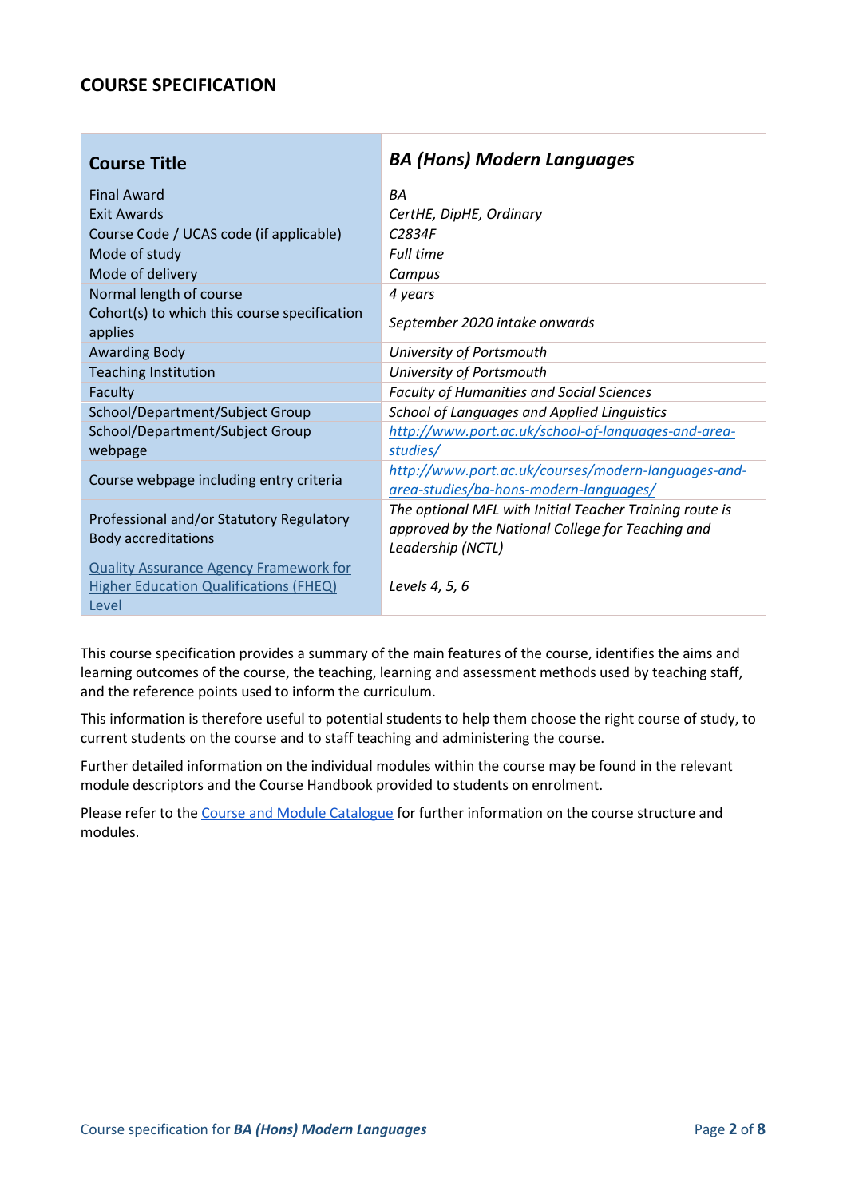## COURSE SPECIFICATION

| Course Title | *BA (Hons) Modern Languages* |
|---|---|
| Final Award | *BA* |
| Exit Awards | *CertHE, DipHE, Ordinary* |
| Course Code / UCAS code (if applicable) | *C2834F* |
| Mode of study | *Full time* |
| Mode of delivery | *Campus* |
| Normal length of course | *4 years* |
| Cohort(s) to which this course specification applies | *September 2020 intake onwards* |
| Awarding Body | *University of Portsmouth* |
| Teaching Institution | *University of Portsmouth* |
| Faculty | *Faculty of Humanities and Social Sciences* |
| School/Department/Subject Group | *School of Languages and Applied Linguistics* |
| School/Department/Subject Group webpage | *http://www.port.ac.uk/school-of-languages-and-area-studies/* |
| Course webpage including entry criteria | *http://www.port.ac.uk/courses/modern-languages-and-area-studies/ba-hons-modern-languages/* |
| Professional and/or Statutory Regulatory Body accreditations | *The optional MFL with Initial Teacher Training route is approved by the National College for Teaching and Leadership (NCTL)* |
| Quality Assurance Agency Framework for Higher Education Qualifications (FHEQ) Level | *Levels 4, 5, 6* |

This course specification provides a summary of the main features of the course, identifies the aims and learning outcomes of the course, the teaching, learning and assessment methods used by teaching staff, and the reference points used to inform the curriculum.

This information is therefore useful to potential students to help them choose the right course of study, to current students on the course and to staff teaching and administering the course.

Further detailed information on the individual modules within the course may be found in the relevant module descriptors and the Course Handbook provided to students on enrolment.

Please refer to the Course and Module Catalogue for further information on the course structure and modules.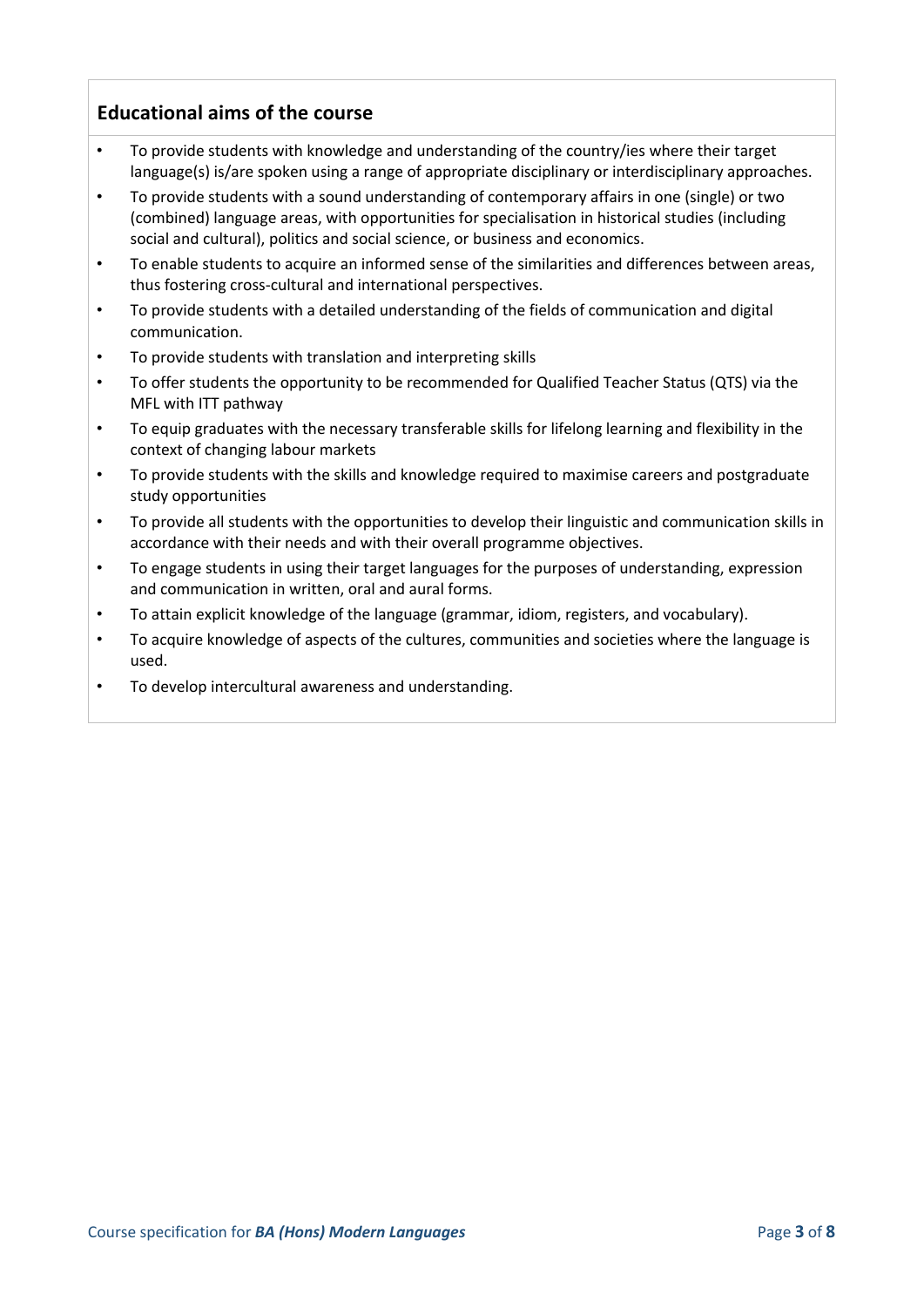## Educational aims of the course

- To provide students with knowledge and understanding of the country/ies where their target language(s) is/are spoken using a range of appropriate disciplinary or interdisciplinary approaches.
- To provide students with a sound understanding of contemporary affairs in one (single) or two (combined) language areas, with opportunities for specialisation in historical studies (including social and cultural), politics and social science, or business and economics.
- To enable students to acquire an informed sense of the similarities and differences between areas, thus fostering cross-cultural and international perspectives.
- To provide students with a detailed understanding of the fields of communication and digital communication.
- To provide students with translation and interpreting skills
- To offer students the opportunity to be recommended for Qualified Teacher Status (QTS) via the MFL with ITT pathway
- To equip graduates with the necessary transferable skills for lifelong learning and flexibility in the context of changing labour markets
- To provide students with the skills and knowledge required to maximise careers and postgraduate study opportunities
- To provide all students with the opportunities to develop their linguistic and communication skills in accordance with their needs and with their overall programme objectives.
- To engage students in using their target languages for the purposes of understanding, expression and communication in written, oral and aural forms.
- To attain explicit knowledge of the language (grammar, idiom, registers, and vocabulary).
- To acquire knowledge of aspects of the cultures, communities and societies where the language is used.
- To develop intercultural awareness and understanding.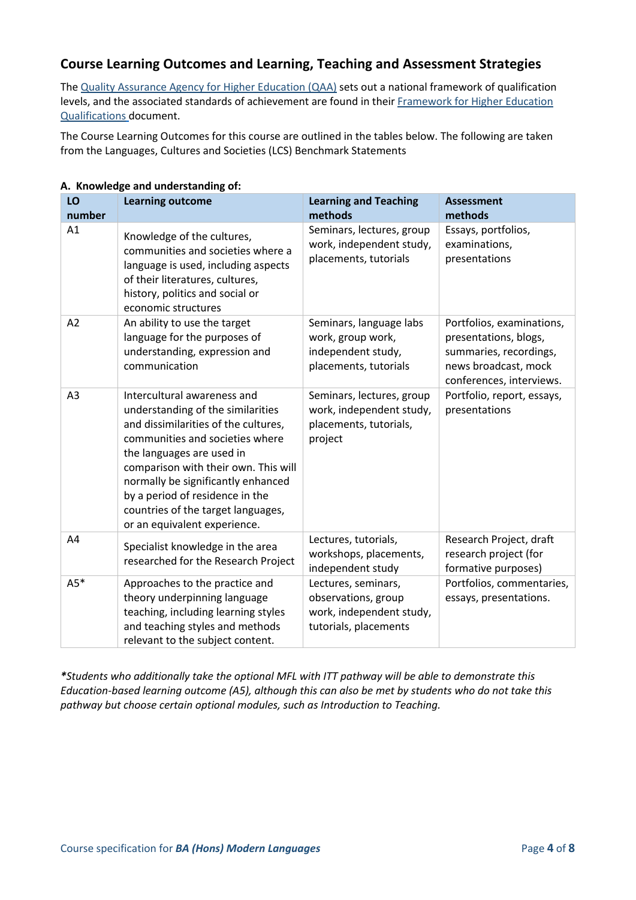## Course Learning Outcomes and Learning, Teaching and Assessment Strategies

The Quality Assurance Agency for Higher Education (QAA) sets out a national framework of qualification levels, and the associated standards of achievement are found in their Framework for Higher Education Qualifications document.

The Course Learning Outcomes for this course are outlined in the tables below. The following are taken from the Languages, Cultures and Societies (LCS) Benchmark Statements

**A. Knowledge and understanding of:**

| LO number | Learning outcome | Learning and Teaching methods | Assessment methods |
|---|---|---|---|
| A1 | Knowledge of the cultures, communities and societies where a language is used, including aspects of their literatures, cultures, history, politics and social or economic structures | Seminars, lectures, group work, independent study, placements, tutorials | Essays, portfolios, examinations, presentations |
| A2 | An ability to use the target language for the purposes of understanding, expression and communication | Seminars, language labs work, group work, independent study, placements, tutorials | Portfolios, examinations, presentations, blogs, summaries, recordings, news broadcast, mock conferences, interviews. |
| A3 | Intercultural awareness and understanding of the similarities and dissimilarities of the cultures, communities and societies where the languages are used in comparison with their own. This will normally be significantly enhanced by a period of residence in the countries of the target languages, or an equivalent experience. | Seminars, lectures, group work, independent study, placements, tutorials, project | Portfolio, report, essays, presentations |
| A4 | Specialist knowledge in the area researched for the Research Project | Lectures, tutorials, workshops, placements, independent study | Research Project, draft research project (for formative purposes) |
| A5* | Approaches to the practice and theory underpinning language teaching, including learning styles and teaching styles and methods relevant to the subject content. | Lectures, seminars, observations, group work, independent study, tutorials, placements | Portfolios, commentaries, essays, presentations. |

*\*Students who additionally take the optional MFL with ITT pathway will be able to demonstrate this Education-based learning outcome (A5), although this can also be met by students who do not take this pathway but choose certain optional modules, such as Introduction to Teaching.*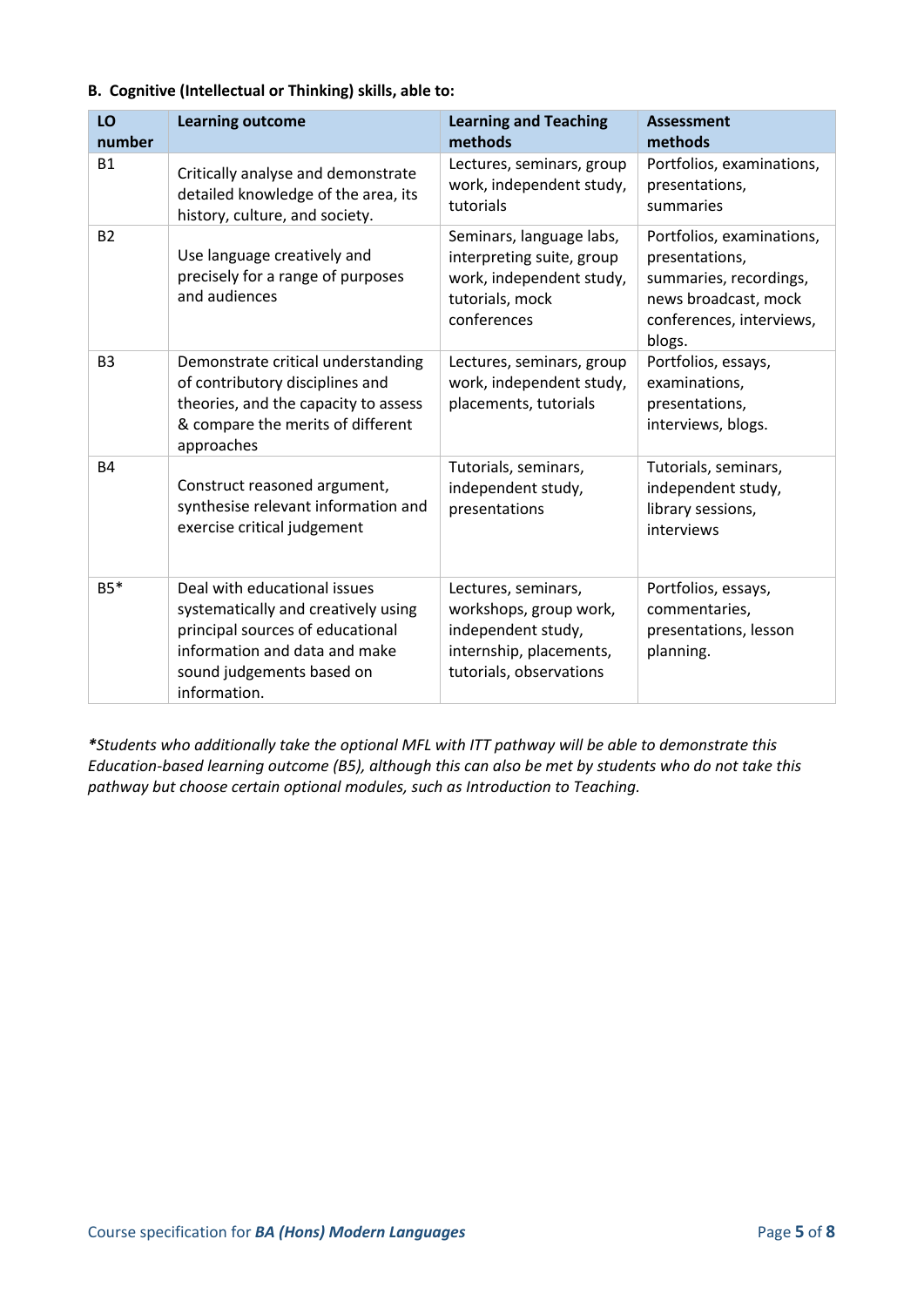**B. Cognitive (Intellectual or Thinking) skills, able to:**

| LO number | Learning outcome | Learning and Teaching methods | Assessment methods |
|---|---|---|---|
| B1 | Critically analyse and demonstrate detailed knowledge of the area, its history, culture, and society. | Lectures, seminars, group work, independent study, tutorials | Portfolios, examinations, presentations, summaries |
| B2 | Use language creatively and precisely for a range of purposes and audiences | Seminars, language labs, interpreting suite, group work, independent study, tutorials, mock conferences | Portfolios, examinations, presentations, summaries, recordings, news broadcast, mock conferences, interviews, blogs. |
| B3 | Demonstrate critical understanding of contributory disciplines and theories, and the capacity to assess & compare the merits of different approaches | Lectures, seminars, group work, independent study, placements, tutorials | Portfolios, essays, examinations, presentations, interviews, blogs. |
| B4 | Construct reasoned argument, synthesise relevant information and exercise critical judgement | Tutorials, seminars, independent study, presentations | Tutorials, seminars, independent study, library sessions, interviews |
| B5* | Deal with educational issues systematically and creatively using principal sources of educational information and data and make sound judgements based on information. | Lectures, seminars, workshops, group work, independent study, internship, placements, tutorials, observations | Portfolios, essays, commentaries, presentations, lesson planning. |

*\*Students who additionally take the optional MFL with ITT pathway will be able to demonstrate this Education-based learning outcome (B5), although this can also be met by students who do not take this pathway but choose certain optional modules, such as Introduction to Teaching.*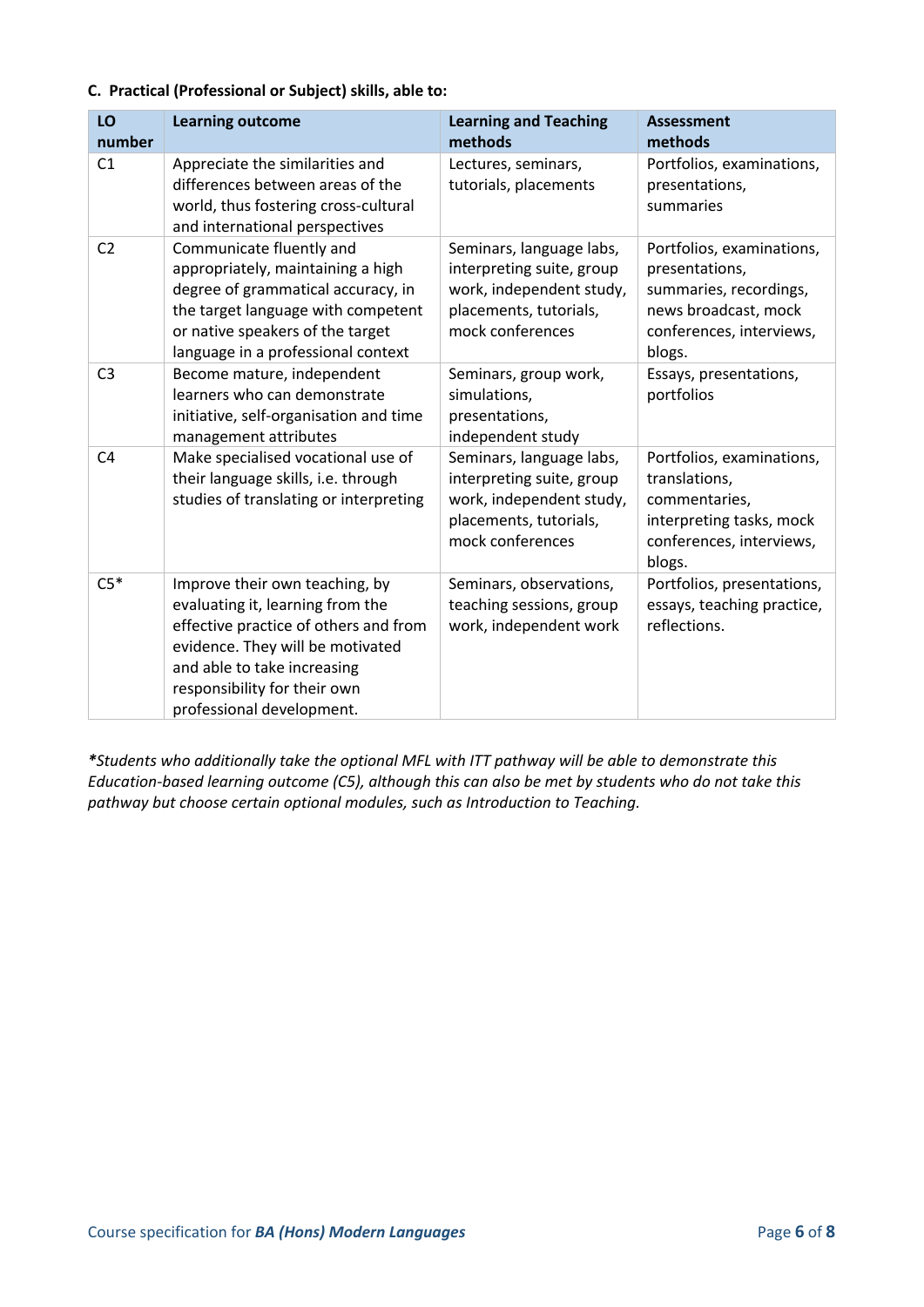**C. Practical (Professional or Subject) skills, able to:**

| LO number | Learning outcome | Learning and Teaching methods | Assessment methods |
|---|---|---|---|
| C1 | Appreciate the similarities and differences between areas of the world, thus fostering cross-cultural and international perspectives | Lectures, seminars, tutorials, placements | Portfolios, examinations, presentations, summaries |
| C2 | Communicate fluently and appropriately, maintaining a high degree of grammatical accuracy, in the target language with competent or native speakers of the target language in a professional context | Seminars, language labs, interpreting suite, group work, independent study, placements, tutorials, mock conferences | Portfolios, examinations, presentations, summaries, recordings, news broadcast, mock conferences, interviews, blogs. |
| C3 | Become mature, independent learners who can demonstrate initiative, self-organisation and time management attributes | Seminars, group work, simulations, presentations, independent study | Essays, presentations, portfolios |
| C4 | Make specialised vocational use of their language skills, i.e. through studies of translating or interpreting | Seminars, language labs, interpreting suite, group work, independent study, placements, tutorials, mock conferences | Portfolios, examinations, translations, commentaries, interpreting tasks, mock conferences, interviews, blogs. |
| C5* | Improve their own teaching, by evaluating it, learning from the effective practice of others and from evidence. They will be motivated and able to take increasing responsibility for their own professional development. | Seminars, observations, teaching sessions, group work, independent work | Portfolios, presentations, essays, teaching practice, reflections. |

**Students who additionally take the optional MFL with ITT pathway will be able to demonstrate this Education-based learning outcome (C5), although this can also be met by students who do not take this pathway but choose certain optional modules, such as Introduction to Teaching.*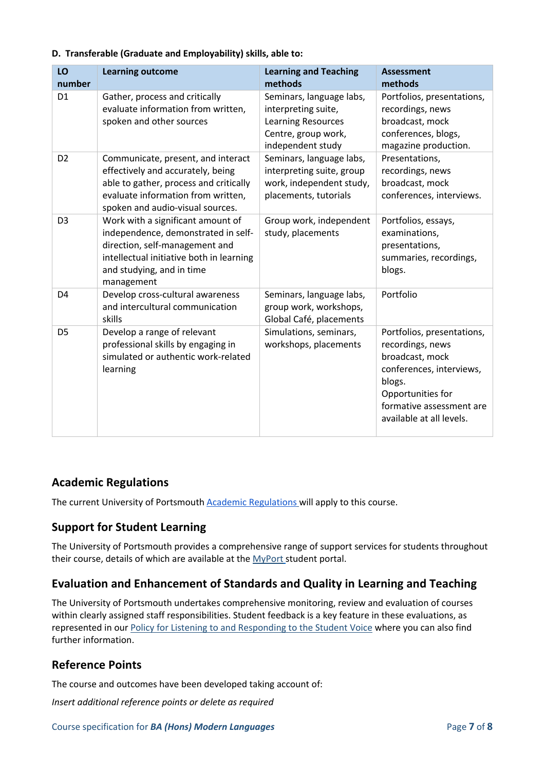**D. Transferable (Graduate and Employability) skills, able to:**

| LO number | Learning outcome | Learning and Teaching methods | Assessment methods |
|---|---|---|---|
| D1 | Gather, process and critically evaluate information from written, spoken and other sources | Seminars, language labs, interpreting suite, Learning Resources Centre, group work, independent study | Portfolios, presentations, recordings, news broadcast, mock conferences, blogs, magazine production. |
| D2 | Communicate, present, and interact effectively and accurately, being able to gather, process and critically evaluate information from written, spoken and audio-visual sources. | Seminars, language labs, interpreting suite, group work, independent study, placements, tutorials | Presentations, recordings, news broadcast, mock conferences, interviews. |
| D3 | Work with a significant amount of independence, demonstrated in self-direction, self-management and intellectual initiative both in learning and studying, and in time management | Group work, independent study, placements | Portfolios, essays, examinations, presentations, summaries, recordings, blogs. |
| D4 | Develop cross-cultural awareness and intercultural communication skills | Seminars, language labs, group work, workshops, Global Café, placements | Portfolio |
| D5 | Develop a range of relevant professional skills by engaging in simulated or authentic work-related learning | Simulations, seminars, workshops, placements | Portfolios, presentations, recordings, news broadcast, mock conferences, interviews, blogs. Opportunities for formative assessment are available at all levels. |

## Academic Regulations

The current University of Portsmouth Academic Regulations will apply to this course.

## Support for Student Learning

The University of Portsmouth provides a comprehensive range of support services for students throughout their course, details of which are available at the MyPort student portal.

## Evaluation and Enhancement of Standards and Quality in Learning and Teaching

The University of Portsmouth undertakes comprehensive monitoring, review and evaluation of courses within clearly assigned staff responsibilities. Student feedback is a key feature in these evaluations, as represented in our Policy for Listening to and Responding to the Student Voice where you can also find further information.

## Reference Points

The course and outcomes have been developed taking account of:

*Insert additional reference points or delete as required*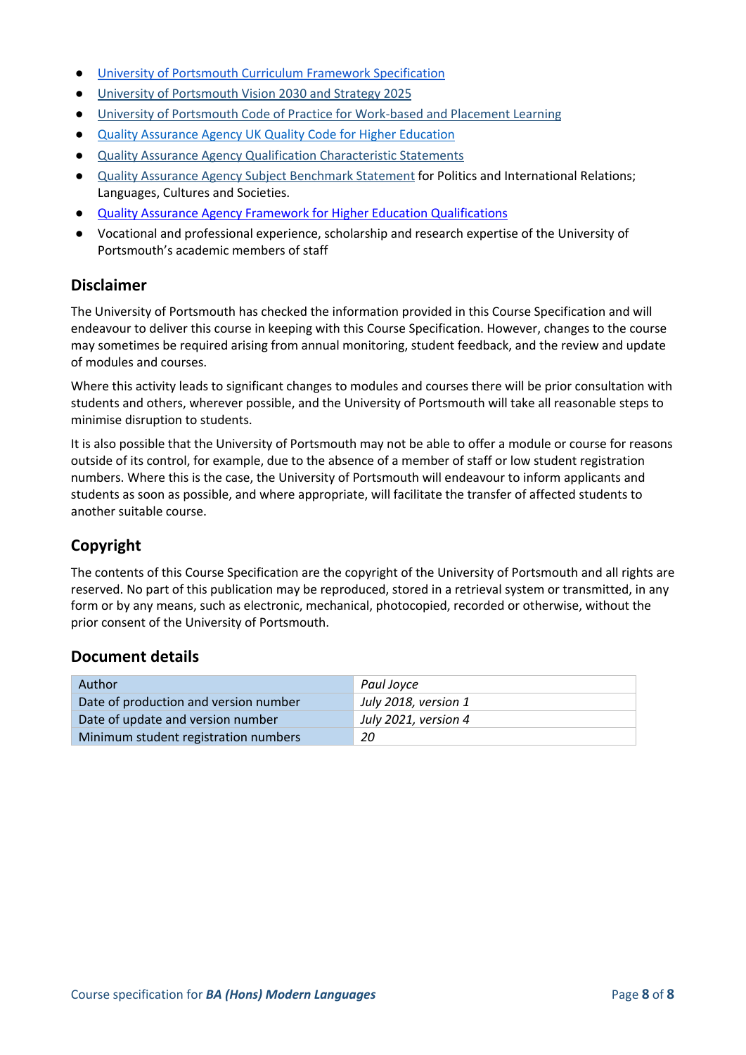- University of Portsmouth Curriculum Framework Specification
- University of Portsmouth Vision 2030 and Strategy 2025
- University of Portsmouth Code of Practice for Work-based and Placement Learning
- Quality Assurance Agency UK Quality Code for Higher Education
- Quality Assurance Agency Qualification Characteristic Statements
- Quality Assurance Agency Subject Benchmark Statement for Politics and International Relations; Languages, Cultures and Societies.
- Quality Assurance Agency Framework for Higher Education Qualifications
- Vocational and professional experience, scholarship and research expertise of the University of Portsmouth's academic members of staff

## Disclaimer

The University of Portsmouth has checked the information provided in this Course Specification and will endeavour to deliver this course in keeping with this Course Specification. However, changes to the course may sometimes be required arising from annual monitoring, student feedback, and the review and update of modules and courses.

Where this activity leads to significant changes to modules and courses there will be prior consultation with students and others, wherever possible, and the University of Portsmouth will take all reasonable steps to minimise disruption to students.

It is also possible that the University of Portsmouth may not be able to offer a module or course for reasons outside of its control, for example, due to the absence of a member of staff or low student registration numbers. Where this is the case, the University of Portsmouth will endeavour to inform applicants and students as soon as possible, and where appropriate, will facilitate the transfer of affected students to another suitable course.

## Copyright

The contents of this Course Specification are the copyright of the University of Portsmouth and all rights are reserved. No part of this publication may be reproduced, stored in a retrieval system or transmitted, in any form or by any means, such as electronic, mechanical, photocopied, recorded or otherwise, without the prior consent of the University of Portsmouth.

## Document details

| | |
|---|---|
| Author | *Paul Joyce* |
| Date of production and version number | *July 2018, version 1* |
| Date of update and version number | *July 2021, version 4* |
| Minimum student registration numbers | *20* |